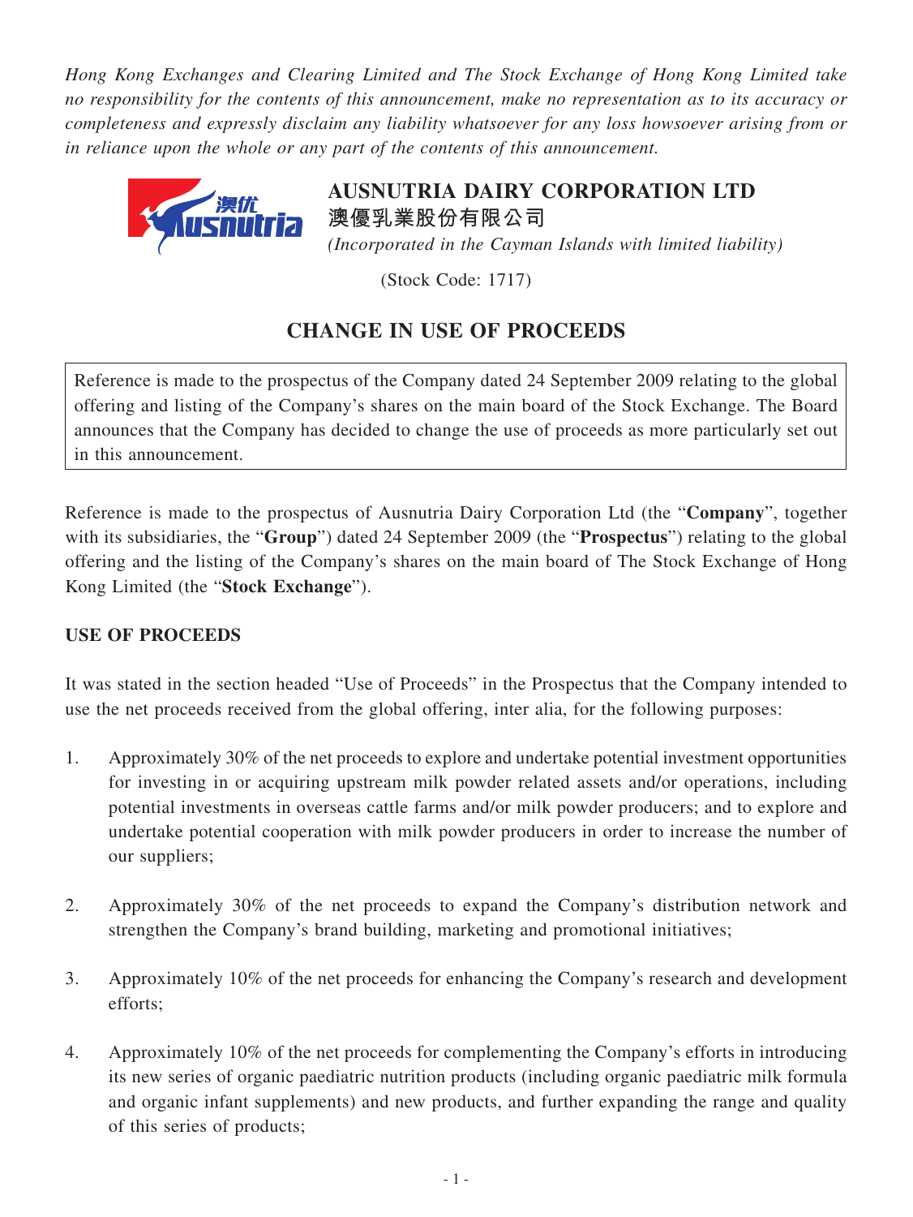*Hong Kong Exchanges and Clearing Limited and The Stock Exchange of Hong Kong Limited take no responsibility for the contents of this announcement, make no representation as to its accuracy or completeness and expressly disclaim any liability whatsoever for any loss howsoever arising from or in reliance upon the whole or any part of the contents of this announcement.*

**AUSNUTRIA DAIRY CORPORATION LTD**
**澳優乳業股份有限公司**
*(Incorporated in the Cayman Islands with limited liability)*

(Stock Code: 1717)

# CHANGE IN USE OF PROCEEDS

Reference is made to the prospectus of the Company dated 24 September 2009 relating to the global offering and listing of the Company's shares on the main board of the Stock Exchange. The Board announces that the Company has decided to change the use of proceeds as more particularly set out in this announcement.

Reference is made to the prospectus of Ausnutria Dairy Corporation Ltd (the "**Company**", together with its subsidiaries, the "**Group**") dated 24 September 2009 (the "**Prospectus**") relating to the global offering and the listing of the Company's shares on the main board of The Stock Exchange of Hong Kong Limited (the "**Stock Exchange**").

## USE OF PROCEEDS

It was stated in the section headed "Use of Proceeds" in the Prospectus that the Company intended to use the net proceeds received from the global offering, inter alia, for the following purposes:

1. Approximately 30% of the net proceeds to explore and undertake potential investment opportunities for investing in or acquiring upstream milk powder related assets and/or operations, including potential investments in overseas cattle farms and/or milk powder producers; and to explore and undertake potential cooperation with milk powder producers in order to increase the number of our suppliers;

2. Approximately 30% of the net proceeds to expand the Company's distribution network and strengthen the Company's brand building, marketing and promotional initiatives;

3. Approximately 10% of the net proceeds for enhancing the Company's research and development efforts;

4. Approximately 10% of the net proceeds for complementing the Company's efforts in introducing its new series of organic paediatric nutrition products (including organic paediatric milk formula and organic infant supplements) and new products, and further expanding the range and quality of this series of products;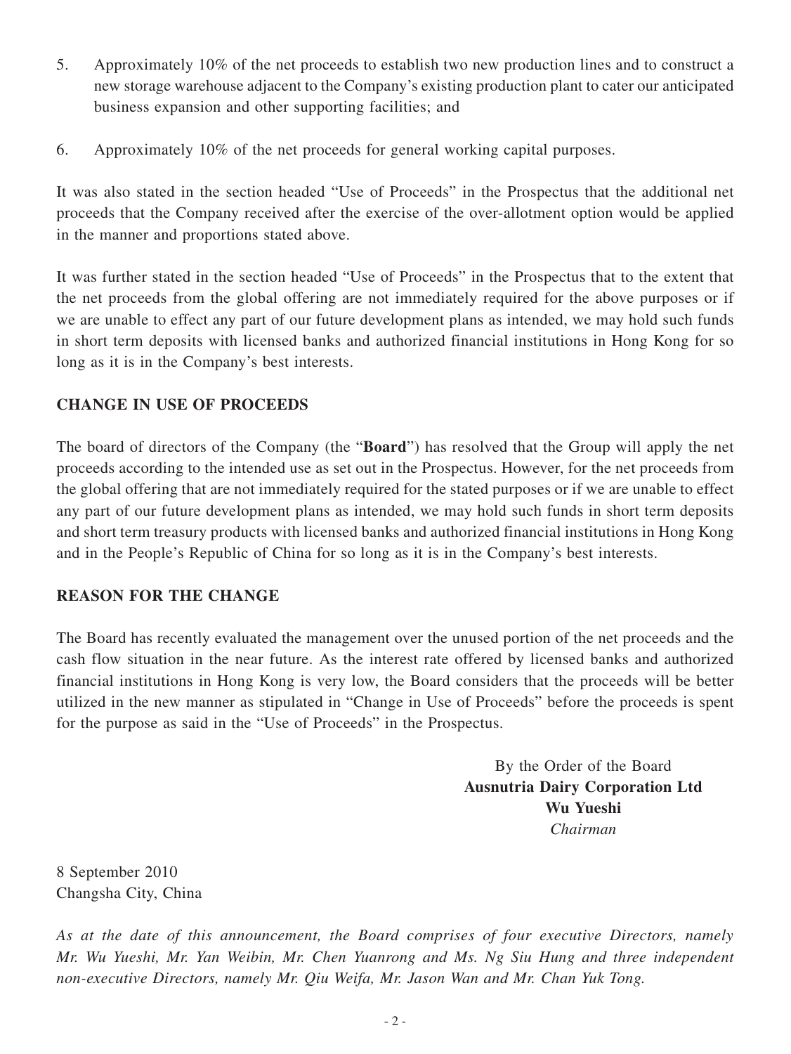5. Approximately 10% of the net proceeds to establish two new production lines and to construct a new storage warehouse adjacent to the Company's existing production plant to cater our anticipated business expansion and other supporting facilities; and

6. Approximately 10% of the net proceeds for general working capital purposes.

It was also stated in the section headed "Use of Proceeds" in the Prospectus that the additional net proceeds that the Company received after the exercise of the over-allotment option would be applied in the manner and proportions stated above.

It was further stated in the section headed "Use of Proceeds" in the Prospectus that to the extent that the net proceeds from the global offering are not immediately required for the above purposes or if we are unable to effect any part of our future development plans as intended, we may hold such funds in short term deposits with licensed banks and authorized financial institutions in Hong Kong for so long as it is in the Company's best interests.

## CHANGE IN USE OF PROCEEDS

The board of directors of the Company (the "**Board**") has resolved that the Group will apply the net proceeds according to the intended use as set out in the Prospectus. However, for the net proceeds from the global offering that are not immediately required for the stated purposes or if we are unable to effect any part of our future development plans as intended, we may hold such funds in short term deposits and short term treasury products with licensed banks and authorized financial institutions in Hong Kong and in the People's Republic of China for so long as it is in the Company's best interests.

## REASON FOR THE CHANGE

The Board has recently evaluated the management over the unused portion of the net proceeds and the cash flow situation in the near future. As the interest rate offered by licensed banks and authorized financial institutions in Hong Kong is very low, the Board considers that the proceeds will be better utilized in the new manner as stipulated in "Change in Use of Proceeds" before the proceeds is spent for the purpose as said in the "Use of Proceeds" in the Prospectus.

By the Order of the Board
**Ausnutria Dairy Corporation Ltd**
**Wu Yueshi**
*Chairman*

8 September 2010
Changsha City, China

*As at the date of this announcement, the Board comprises of four executive Directors, namely Mr. Wu Yueshi, Mr. Yan Weibin, Mr. Chen Yuanrong and Ms. Ng Siu Hung and three independent non-executive Directors, namely Mr. Qiu Weifa, Mr. Jason Wan and Mr. Chan Yuk Tong.*